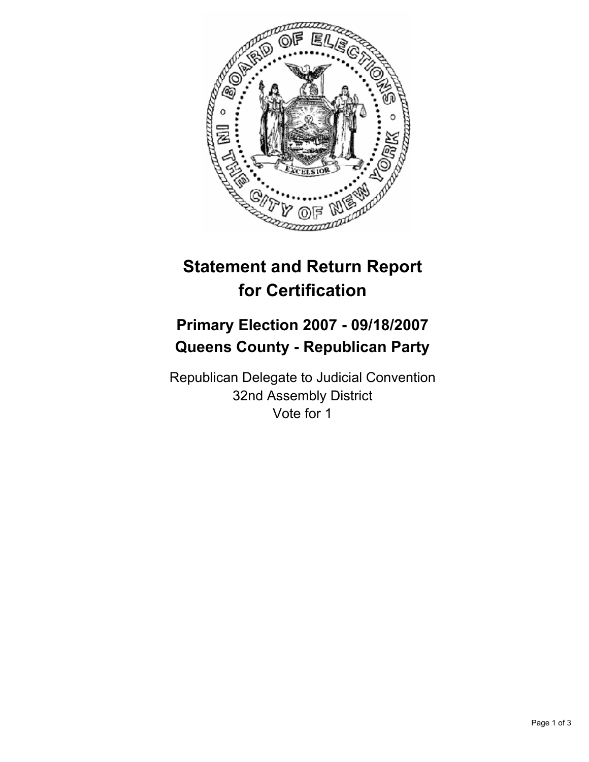# Statement and Return Report for Certification

## Primary Election 2007 - 09/18/2007
## Queens County - Republican Party

Republican Delegate to Judicial Convention
32nd Assembly District
Vote for 1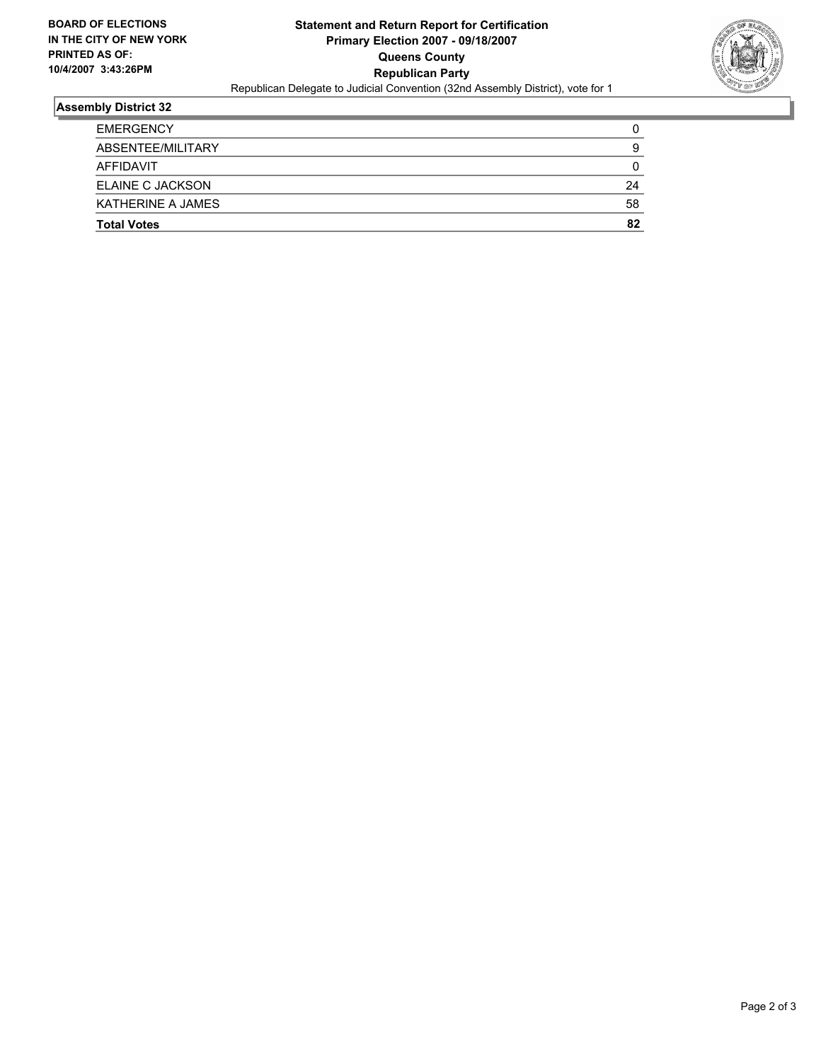**BOARD OF ELECTIONS IN THE CITY OF NEW YORK**
**PRINTED AS OF: 10/4/2007 3:43:26PM**

# Statement and Return Report for Certification
## Primary Election 2007 - 09/18/2007
## Queens County
## Republican Party

Republican Delegate to Judicial Convention (32nd Assembly District), vote for 1

### Assembly District 32

| | |
|---|---|
| EMERGENCY | 0 |
| ABSENTEE/MILITARY | 9 |
| AFFIDAVIT | 0 |
| ELAINE C JACKSON | 24 |
| KATHERINE A JAMES | 58 |
| **Total Votes** | **82** |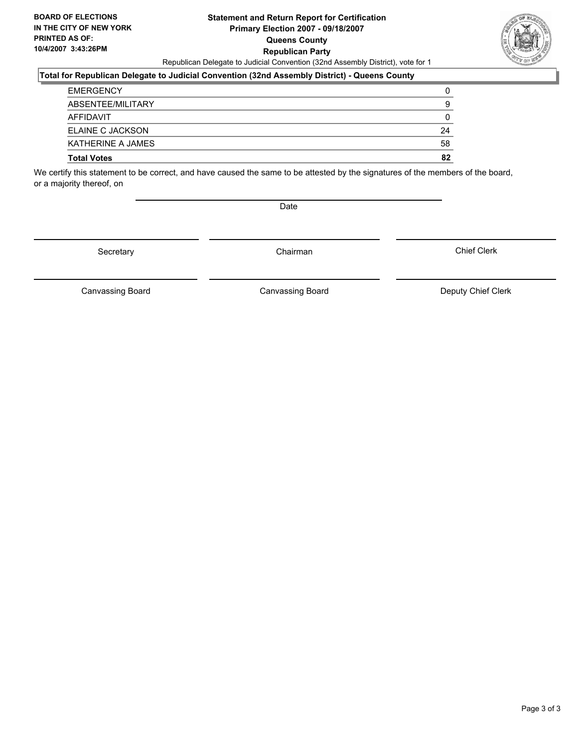**BOARD OF ELECTIONS IN THE CITY OF NEW YORK PRINTED AS OF: 10/4/2007 3:43:26PM**

**Statement and Return Report for Certification**
**Primary Election 2007 - 09/18/2007**
**Queens County**
**Republican Party**

Republican Delegate to Judicial Convention (32nd Assembly District), vote for 1

**Total for Republican Delegate to Judicial Convention (32nd Assembly District) - Queens County**

| | |
|---|---|
| EMERGENCY | 0 |
| ABSENTEE/MILITARY | 9 |
| AFFIDAVIT | 0 |
| ELAINE C JACKSON | 24 |
| KATHERINE A JAMES | 58 |
| **Total Votes** | **82** |

We certify this statement to be correct, and have caused the same to be attested by the signatures of the members of the board, or a majority thereof, on

Date

Secretary

Chairman

Chief Clerk

Canvassing Board

Canvassing Board

Deputy Chief Clerk